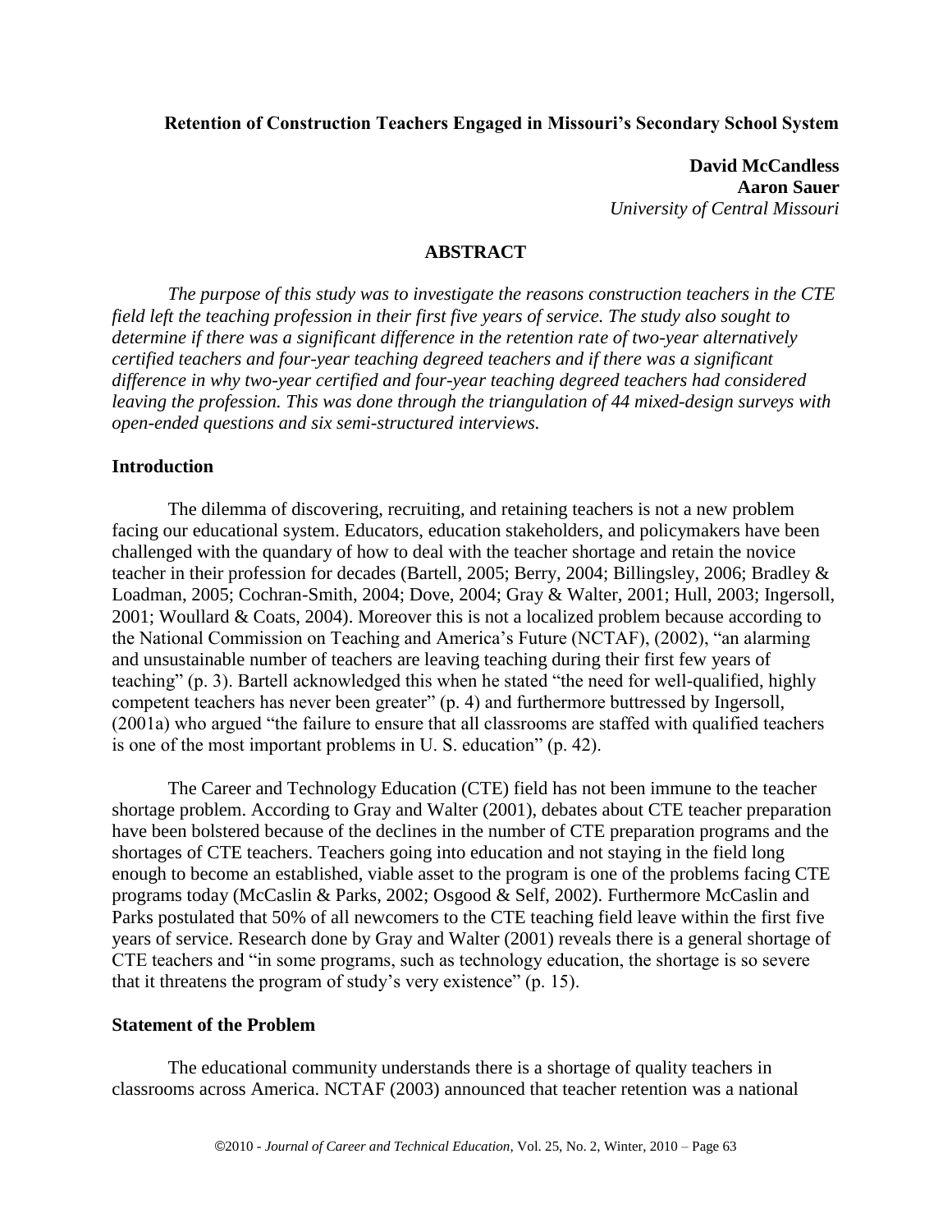# Retention of Construction Teachers Engaged in Missouri's Secondary School System

**David McCandless**
**Aaron Sauer**
*University of Central Missouri*

## ABSTRACT

*The purpose of this study was to investigate the reasons construction teachers in the CTE field left the teaching profession in their first five years of service. The study also sought to determine if there was a significant difference in the retention rate of two-year alternatively certified teachers and four-year teaching degreed teachers and if there was a significant difference in why two-year certified and four-year teaching degreed teachers had considered leaving the profession. This was done through the triangulation of 44 mixed-design surveys with open-ended questions and six semi-structured interviews.*

## Introduction

The dilemma of discovering, recruiting, and retaining teachers is not a new problem facing our educational system. Educators, education stakeholders, and policymakers have been challenged with the quandary of how to deal with the teacher shortage and retain the novice teacher in their profession for decades (Bartell, 2005; Berry, 2004; Billingsley, 2006; Bradley & Loadman, 2005; Cochran-Smith, 2004; Dove, 2004; Gray & Walter, 2001; Hull, 2003; Ingersoll, 2001; Woullard & Coats, 2004). Moreover this is not a localized problem because according to the National Commission on Teaching and America's Future (NCTAF), (2002), "an alarming and unsustainable number of teachers are leaving teaching during their first few years of teaching" (p. 3). Bartell acknowledged this when he stated "the need for well-qualified, highly competent teachers has never been greater" (p. 4) and furthermore buttressed by Ingersoll, (2001a) who argued "the failure to ensure that all classrooms are staffed with qualified teachers is one of the most important problems in U. S. education" (p. 42).

The Career and Technology Education (CTE) field has not been immune to the teacher shortage problem. According to Gray and Walter (2001), debates about CTE teacher preparation have been bolstered because of the declines in the number of CTE preparation programs and the shortages of CTE teachers. Teachers going into education and not staying in the field long enough to become an established, viable asset to the program is one of the problems facing CTE programs today (McCaslin & Parks, 2002; Osgood & Self, 2002). Furthermore McCaslin and Parks postulated that 50% of all newcomers to the CTE teaching field leave within the first five years of service. Research done by Gray and Walter (2001) reveals there is a general shortage of CTE teachers and "in some programs, such as technology education, the shortage is so severe that it threatens the program of study's very existence" (p. 15).

## Statement of the Problem

The educational community understands there is a shortage of quality teachers in classrooms across America. NCTAF (2003) announced that teacher retention was a national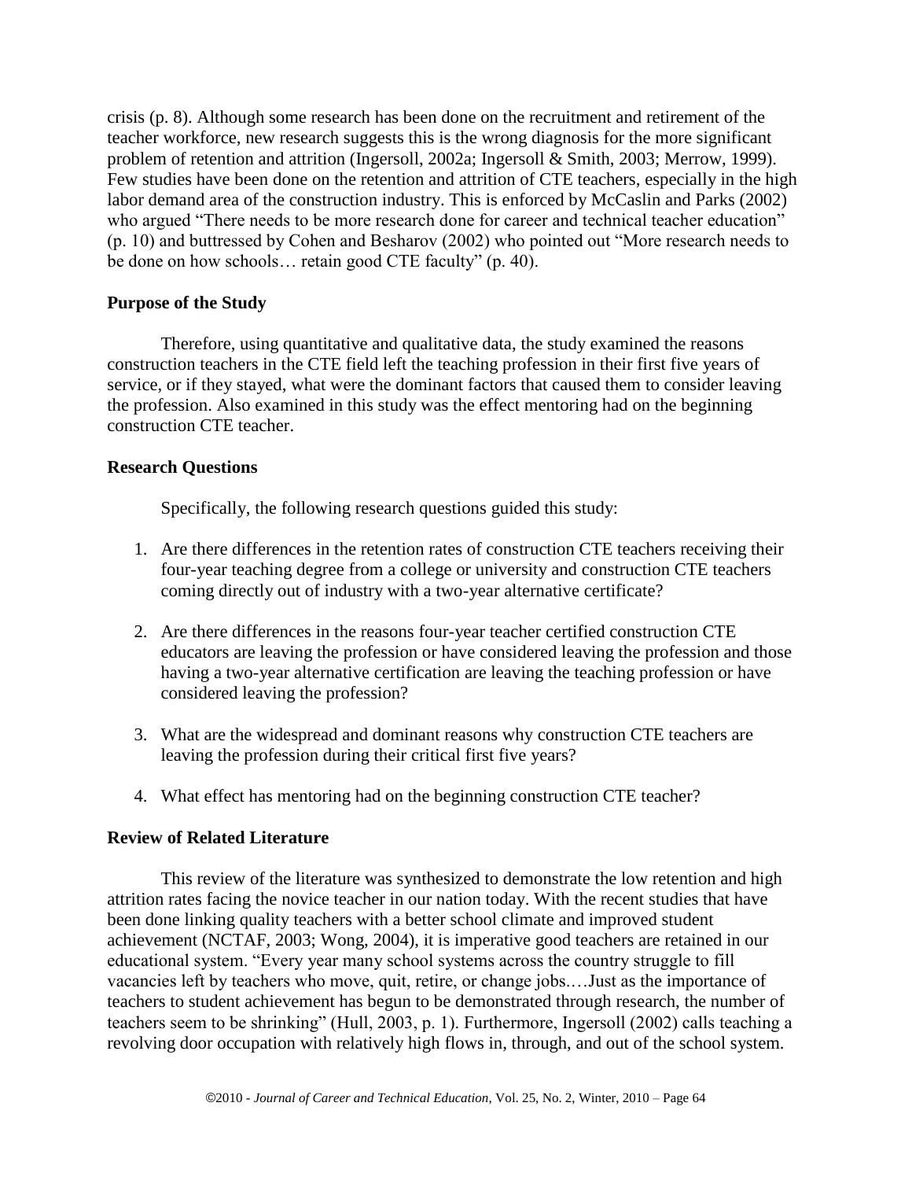crisis (p. 8). Although some research has been done on the recruitment and retirement of the teacher workforce, new research suggests this is the wrong diagnosis for the more significant problem of retention and attrition (Ingersoll, 2002a; Ingersoll & Smith, 2003; Merrow, 1999). Few studies have been done on the retention and attrition of CTE teachers, especially in the high labor demand area of the construction industry. This is enforced by McCaslin and Parks (2002) who argued "There needs to be more research done for career and technical teacher education" (p. 10) and buttressed by Cohen and Besharov (2002) who pointed out "More research needs to be done on how schools… retain good CTE faculty" (p. 40).

### Purpose of the Study

Therefore, using quantitative and qualitative data, the study examined the reasons construction teachers in the CTE field left the teaching profession in their first five years of service, or if they stayed, what were the dominant factors that caused them to consider leaving the profession. Also examined in this study was the effect mentoring had on the beginning construction CTE teacher.

### Research Questions

Specifically, the following research questions guided this study:

1. Are there differences in the retention rates of construction CTE teachers receiving their four-year teaching degree from a college or university and construction CTE teachers coming directly out of industry with a two-year alternative certificate?

2. Are there differences in the reasons four-year teacher certified construction CTE educators are leaving the profession or have considered leaving the profession and those having a two-year alternative certification are leaving the teaching profession or have considered leaving the profession?

3. What are the widespread and dominant reasons why construction CTE teachers are leaving the profession during their critical first five years?

4. What effect has mentoring had on the beginning construction CTE teacher?

### Review of Related Literature

This review of the literature was synthesized to demonstrate the low retention and high attrition rates facing the novice teacher in our nation today. With the recent studies that have been done linking quality teachers with a better school climate and improved student achievement (NCTAF, 2003; Wong, 2004), it is imperative good teachers are retained in our educational system. "Every year many school systems across the country struggle to fill vacancies left by teachers who move, quit, retire, or change jobs.…Just as the importance of teachers to student achievement has begun to be demonstrated through research, the number of teachers seem to be shrinking" (Hull, 2003, p. 1). Furthermore, Ingersoll (2002) calls teaching a revolving door occupation with relatively high flows in, through, and out of the school system.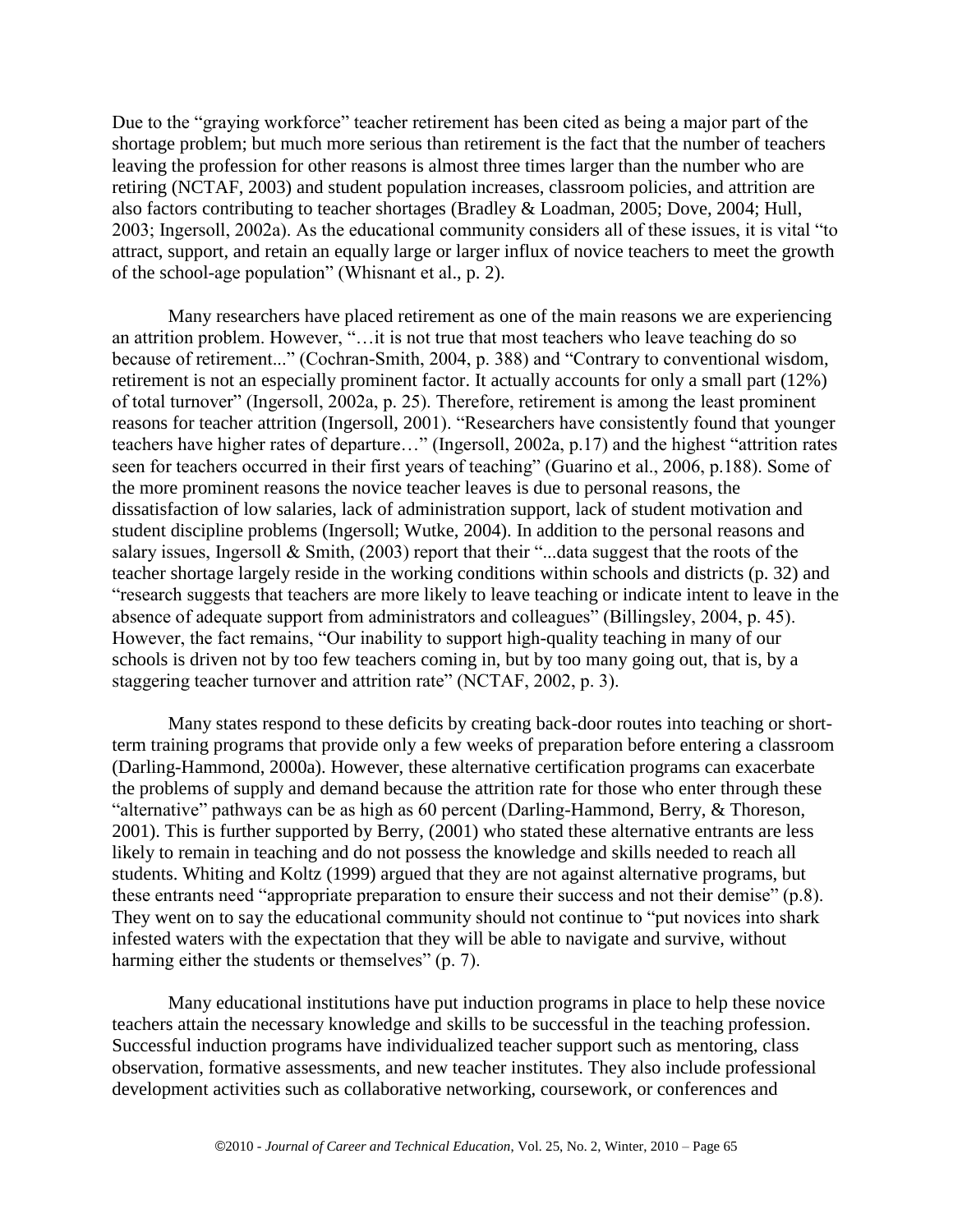Due to the "graying workforce" teacher retirement has been cited as being a major part of the shortage problem; but much more serious than retirement is the fact that the number of teachers leaving the profession for other reasons is almost three times larger than the number who are retiring (NCTAF, 2003) and student population increases, classroom policies, and attrition are also factors contributing to teacher shortages (Bradley & Loadman, 2005; Dove, 2004; Hull, 2003; Ingersoll, 2002a). As the educational community considers all of these issues, it is vital "to attract, support, and retain an equally large or larger influx of novice teachers to meet the growth of the school-age population" (Whisnant et al., p. 2).

Many researchers have placed retirement as one of the main reasons we are experiencing an attrition problem. However, "…it is not true that most teachers who leave teaching do so because of retirement..." (Cochran-Smith, 2004, p. 388) and "Contrary to conventional wisdom, retirement is not an especially prominent factor. It actually accounts for only a small part (12%) of total turnover" (Ingersoll, 2002a, p. 25). Therefore, retirement is among the least prominent reasons for teacher attrition (Ingersoll, 2001). "Researchers have consistently found that younger teachers have higher rates of departure…" (Ingersoll, 2002a, p.17) and the highest "attrition rates seen for teachers occurred in their first years of teaching" (Guarino et al., 2006, p.188). Some of the more prominent reasons the novice teacher leaves is due to personal reasons, the dissatisfaction of low salaries, lack of administration support, lack of student motivation and student discipline problems (Ingersoll; Wutke, 2004). In addition to the personal reasons and salary issues, Ingersoll & Smith, (2003) report that their "...data suggest that the roots of the teacher shortage largely reside in the working conditions within schools and districts (p. 32) and "research suggests that teachers are more likely to leave teaching or indicate intent to leave in the absence of adequate support from administrators and colleagues" (Billingsley, 2004, p. 45). However, the fact remains, "Our inability to support high-quality teaching in many of our schools is driven not by too few teachers coming in, but by too many going out, that is, by a staggering teacher turnover and attrition rate" (NCTAF, 2002, p. 3).

Many states respond to these deficits by creating back-door routes into teaching or short-term training programs that provide only a few weeks of preparation before entering a classroom (Darling-Hammond, 2000a). However, these alternative certification programs can exacerbate the problems of supply and demand because the attrition rate for those who enter through these "alternative" pathways can be as high as 60 percent (Darling-Hammond, Berry, & Thoreson, 2001). This is further supported by Berry, (2001) who stated these alternative entrants are less likely to remain in teaching and do not possess the knowledge and skills needed to reach all students. Whiting and Koltz (1999) argued that they are not against alternative programs, but these entrants need "appropriate preparation to ensure their success and not their demise" (p.8). They went on to say the educational community should not continue to "put novices into shark infested waters with the expectation that they will be able to navigate and survive, without harming either the students or themselves" (p. 7).

Many educational institutions have put induction programs in place to help these novice teachers attain the necessary knowledge and skills to be successful in the teaching profession. Successful induction programs have individualized teacher support such as mentoring, class observation, formative assessments, and new teacher institutes. They also include professional development activities such as collaborative networking, coursework, or conferences and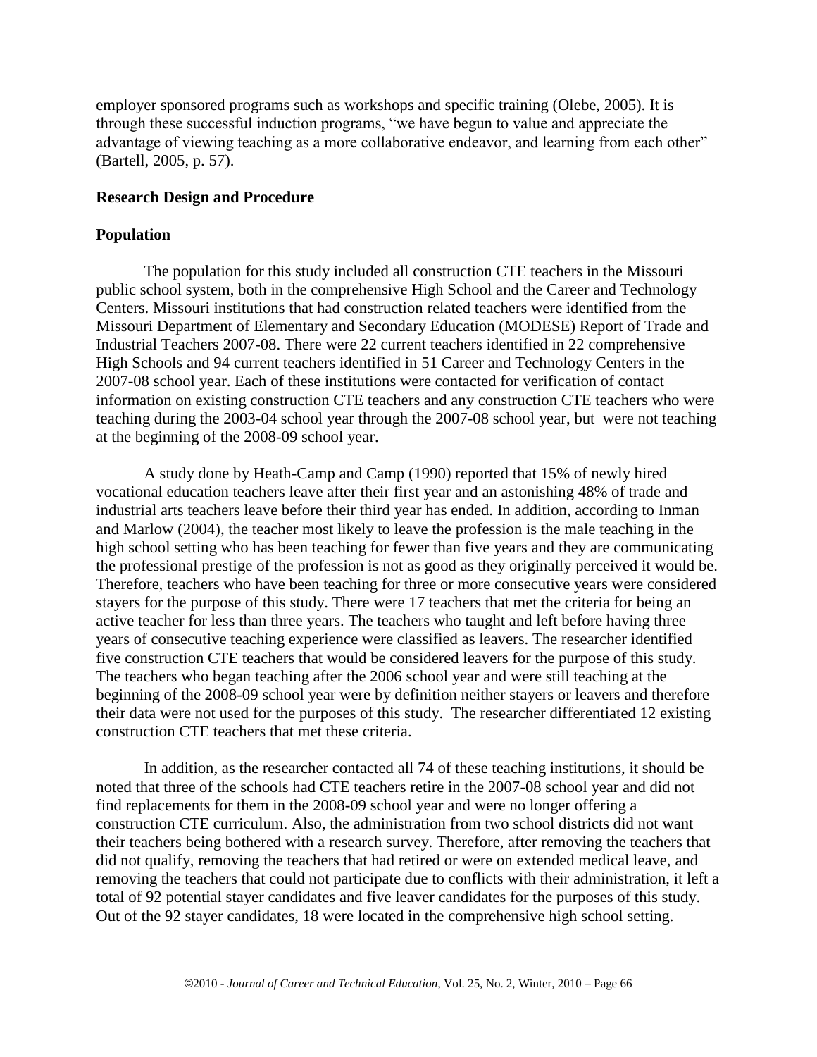employer sponsored programs such as workshops and specific training (Olebe, 2005). It is through these successful induction programs, "we have begun to value and appreciate the advantage of viewing teaching as a more collaborative endeavor, and learning from each other" (Bartell, 2005, p. 57).

## Research Design and Procedure

### Population

The population for this study included all construction CTE teachers in the Missouri public school system, both in the comprehensive High School and the Career and Technology Centers. Missouri institutions that had construction related teachers were identified from the Missouri Department of Elementary and Secondary Education (MODESE) Report of Trade and Industrial Teachers 2007-08. There were 22 current teachers identified in 22 comprehensive High Schools and 94 current teachers identified in 51 Career and Technology Centers in the 2007-08 school year. Each of these institutions were contacted for verification of contact information on existing construction CTE teachers and any construction CTE teachers who were teaching during the 2003-04 school year through the 2007-08 school year, but were not teaching at the beginning of the 2008-09 school year.

A study done by Heath-Camp and Camp (1990) reported that 15% of newly hired vocational education teachers leave after their first year and an astonishing 48% of trade and industrial arts teachers leave before their third year has ended. In addition, according to Inman and Marlow (2004), the teacher most likely to leave the profession is the male teaching in the high school setting who has been teaching for fewer than five years and they are communicating the professional prestige of the profession is not as good as they originally perceived it would be. Therefore, teachers who have been teaching for three or more consecutive years were considered stayers for the purpose of this study. There were 17 teachers that met the criteria for being an active teacher for less than three years. The teachers who taught and left before having three years of consecutive teaching experience were classified as leavers. The researcher identified five construction CTE teachers that would be considered leavers for the purpose of this study. The teachers who began teaching after the 2006 school year and were still teaching at the beginning of the 2008-09 school year were by definition neither stayers or leavers and therefore their data were not used for the purposes of this study. The researcher differentiated 12 existing construction CTE teachers that met these criteria.

In addition, as the researcher contacted all 74 of these teaching institutions, it should be noted that three of the schools had CTE teachers retire in the 2007-08 school year and did not find replacements for them in the 2008-09 school year and were no longer offering a construction CTE curriculum. Also, the administration from two school districts did not want their teachers being bothered with a research survey. Therefore, after removing the teachers that did not qualify, removing the teachers that had retired or were on extended medical leave, and removing the teachers that could not participate due to conflicts with their administration, it left a total of 92 potential stayer candidates and five leaver candidates for the purposes of this study. Out of the 92 stayer candidates, 18 were located in the comprehensive high school setting.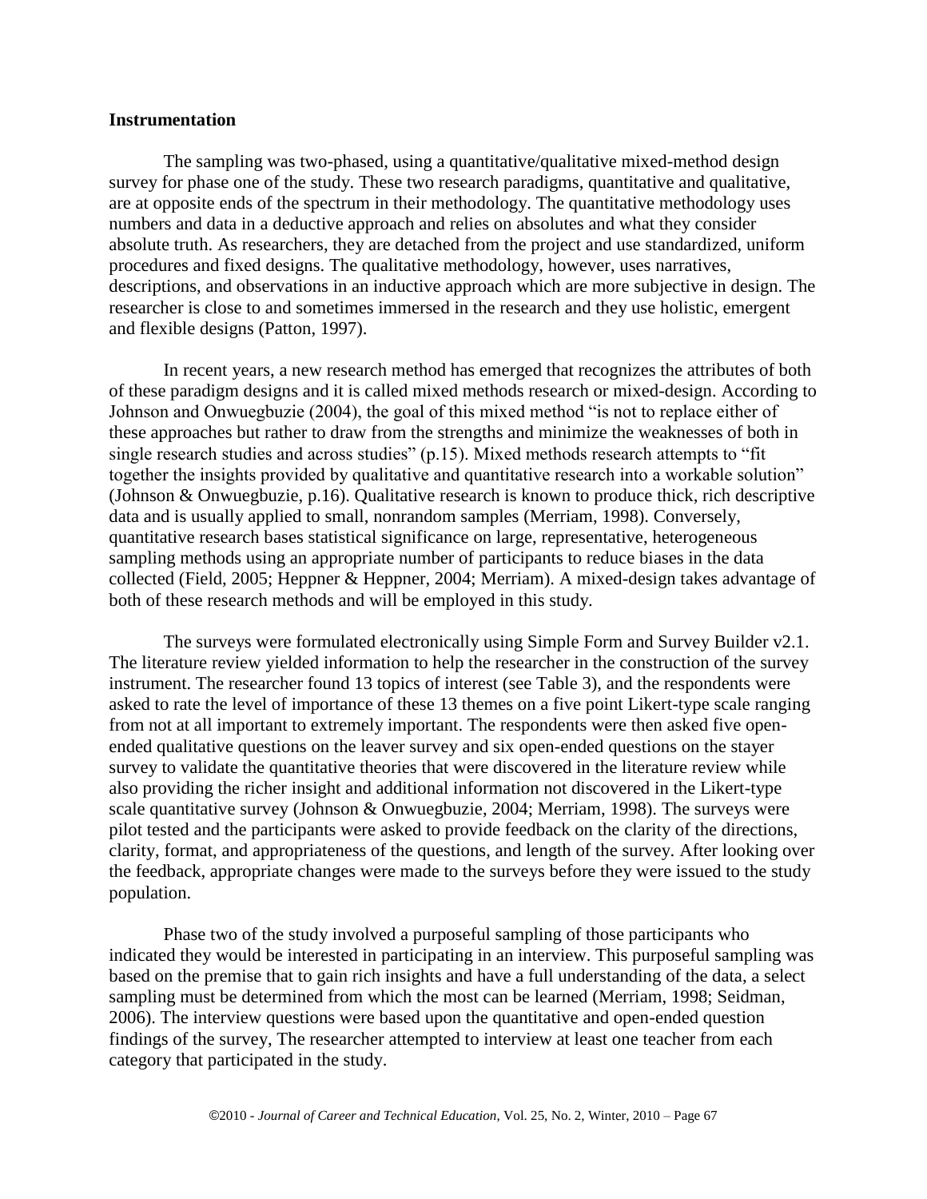**Instrumentation**

The sampling was two-phased, using a quantitative/qualitative mixed-method design survey for phase one of the study. These two research paradigms, quantitative and qualitative, are at opposite ends of the spectrum in their methodology. The quantitative methodology uses numbers and data in a deductive approach and relies on absolutes and what they consider absolute truth. As researchers, they are detached from the project and use standardized, uniform procedures and fixed designs. The qualitative methodology, however, uses narratives, descriptions, and observations in an inductive approach which are more subjective in design. The researcher is close to and sometimes immersed in the research and they use holistic, emergent and flexible designs (Patton, 1997).

In recent years, a new research method has emerged that recognizes the attributes of both of these paradigm designs and it is called mixed methods research or mixed-design. According to Johnson and Onwuegbuzie (2004), the goal of this mixed method "is not to replace either of these approaches but rather to draw from the strengths and minimize the weaknesses of both in single research studies and across studies" (p.15). Mixed methods research attempts to "fit together the insights provided by qualitative and quantitative research into a workable solution" (Johnson & Onwuegbuzie, p.16). Qualitative research is known to produce thick, rich descriptive data and is usually applied to small, nonrandom samples (Merriam, 1998). Conversely, quantitative research bases statistical significance on large, representative, heterogeneous sampling methods using an appropriate number of participants to reduce biases in the data collected (Field, 2005; Heppner & Heppner, 2004; Merriam). A mixed-design takes advantage of both of these research methods and will be employed in this study.

The surveys were formulated electronically using Simple Form and Survey Builder v2.1. The literature review yielded information to help the researcher in the construction of the survey instrument. The researcher found 13 topics of interest (see Table 3), and the respondents were asked to rate the level of importance of these 13 themes on a five point Likert-type scale ranging from not at all important to extremely important. The respondents were then asked five open-ended qualitative questions on the leaver survey and six open-ended questions on the stayer survey to validate the quantitative theories that were discovered in the literature review while also providing the richer insight and additional information not discovered in the Likert-type scale quantitative survey (Johnson & Onwuegbuzie, 2004; Merriam, 1998). The surveys were pilot tested and the participants were asked to provide feedback on the clarity of the directions, clarity, format, and appropriateness of the questions, and length of the survey. After looking over the feedback, appropriate changes were made to the surveys before they were issued to the study population.

Phase two of the study involved a purposeful sampling of those participants who indicated they would be interested in participating in an interview. This purposeful sampling was based on the premise that to gain rich insights and have a full understanding of the data, a select sampling must be determined from which the most can be learned (Merriam, 1998; Seidman, 2006). The interview questions were based upon the quantitative and open-ended question findings of the survey, The researcher attempted to interview at least one teacher from each category that participated in the study.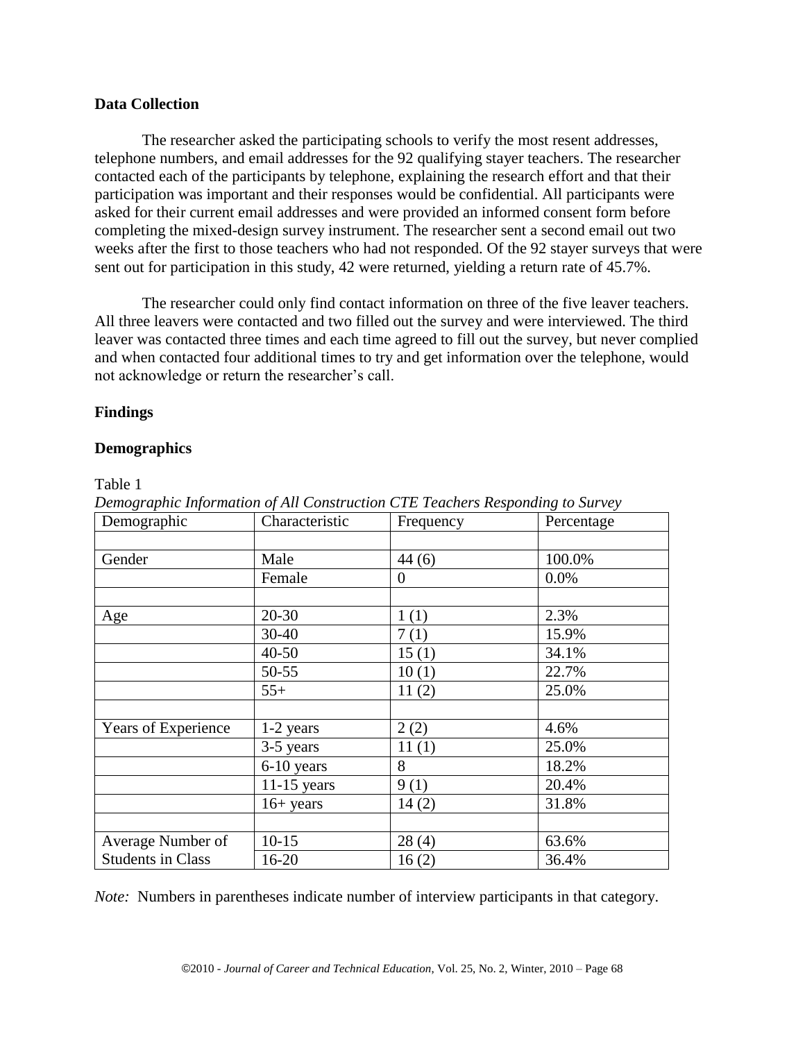**Data Collection**

The researcher asked the participating schools to verify the most resent addresses, telephone numbers, and email addresses for the 92 qualifying stayer teachers. The researcher contacted each of the participants by telephone, explaining the research effort and that their participation was important and their responses would be confidential. All participants were asked for their current email addresses and were provided an informed consent form before completing the mixed-design survey instrument. The researcher sent a second email out two weeks after the first to those teachers who had not responded. Of the 92 stayer surveys that were sent out for participation in this study, 42 were returned, yielding a return rate of 45.7%.

The researcher could only find contact information on three of the five leaver teachers. All three leavers were contacted and two filled out the survey and were interviewed. The third leaver was contacted three times and each time agreed to fill out the survey, but never complied and when contacted four additional times to try and get information over the telephone, would not acknowledge or return the researcher's call.

**Findings**

**Demographics**

Table 1

*Demographic Information of All Construction CTE Teachers Responding to Survey*

| Demographic | Characteristic | Frequency | Percentage |
|---|---|---|---|
| | | | |
| Gender | Male | 44 (6) | 100.0% |
| | Female | 0 | 0.0% |
| | | | |
| Age | 20-30 | 1 (1) | 2.3% |
| | 30-40 | 7 (1) | 15.9% |
| | 40-50 | 15 (1) | 34.1% |
| | 50-55 | 10 (1) | 22.7% |
| | 55+ | 11 (2) | 25.0% |
| | | | |
| Years of Experience | 1-2 years | 2 (2) | 4.6% |
| | 3-5 years | 11 (1) | 25.0% |
| | 6-10 years | 8 | 18.2% |
| | 11-15 years | 9 (1) | 20.4% |
| | 16+ years | 14 (2) | 31.8% |
| | | | |
| Average Number of Students in Class | 10-15 | 28 (4) | 63.6% |
| | 16-20 | 16 (2) | 36.4% |

*Note:* Numbers in parentheses indicate number of interview participants in that category.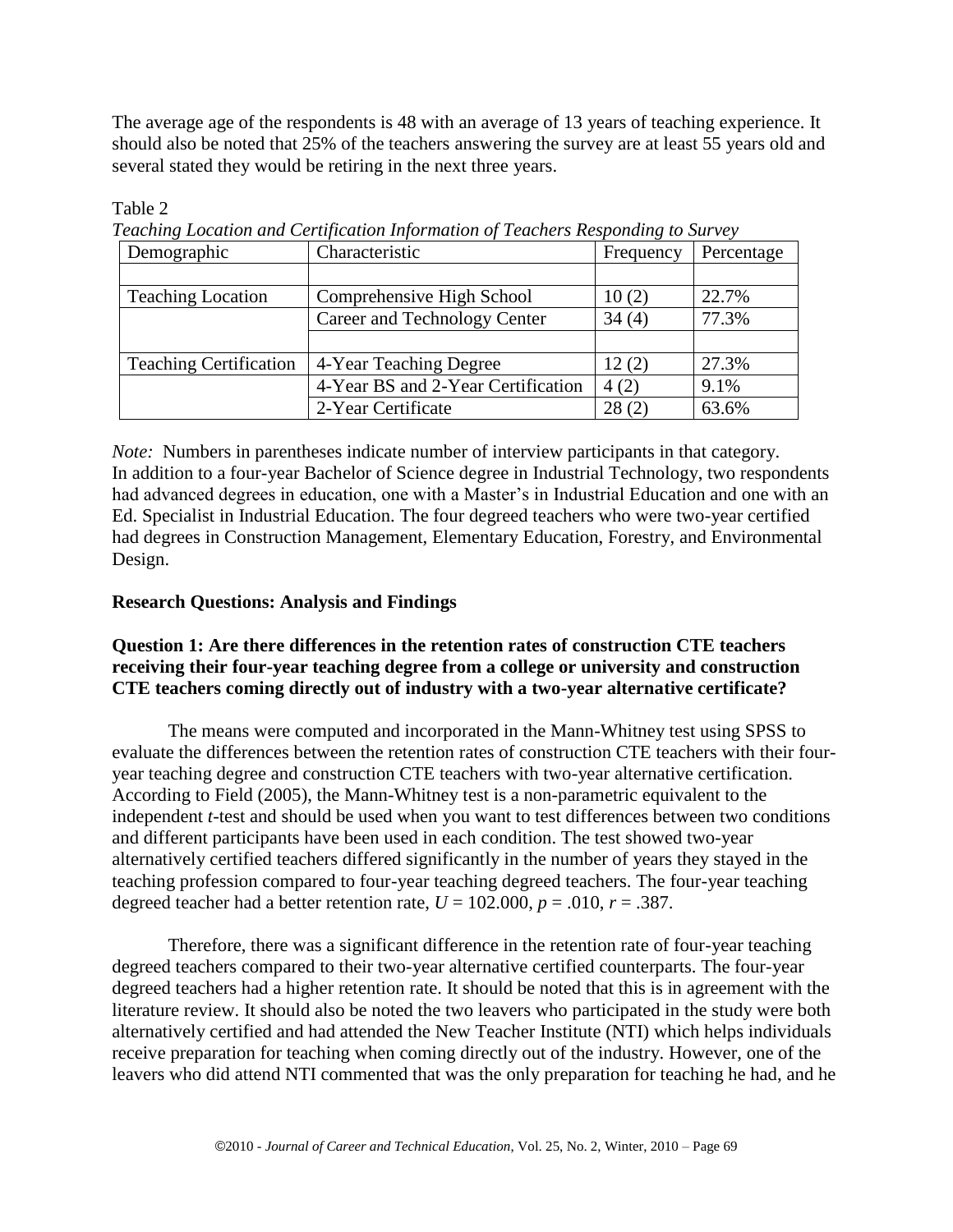The average age of the respondents is 48 with an average of 13 years of teaching experience. It should also be noted that 25% of the teachers answering the survey are at least 55 years old and several stated they would be retiring in the next three years.

Table 2

*Teaching Location and Certification Information of Teachers Responding to Survey*

| Demographic | Characteristic | Frequency | Percentage |
|---|---|---|---|
| | | | |
| Teaching Location | Comprehensive High School | 10 (2) | 22.7% |
| | Career and Technology Center | 34 (4) | 77.3% |
| | | | |
| Teaching Certification | 4-Year Teaching Degree | 12 (2) | 27.3% |
| | 4-Year BS and 2-Year Certification | 4 (2) | 9.1% |
| | 2-Year Certificate | 28 (2) | 63.6% |

*Note:* Numbers in parentheses indicate number of interview participants in that category.
In addition to a four-year Bachelor of Science degree in Industrial Technology, two respondents had advanced degrees in education, one with a Master's in Industrial Education and one with an Ed. Specialist in Industrial Education. The four degreed teachers who were two-year certified had degrees in Construction Management, Elementary Education, Forestry, and Environmental Design.

**Research Questions: Analysis and Findings**

**Question 1: Are there differences in the retention rates of construction CTE teachers receiving their four-year teaching degree from a college or university and construction CTE teachers coming directly out of industry with a two-year alternative certificate?**

The means were computed and incorporated in the Mann-Whitney test using SPSS to evaluate the differences between the retention rates of construction CTE teachers with their four-year teaching degree and construction CTE teachers with two-year alternative certification. According to Field (2005), the Mann-Whitney test is a non-parametric equivalent to the independent *t*-test and should be used when you want to test differences between two conditions and different participants have been used in each condition. The test showed two-year alternatively certified teachers differed significantly in the number of years they stayed in the teaching profession compared to four-year teaching degreed teachers. The four-year teaching degreed teacher had a better retention rate, $U = 102.000$, $p = .010$, $r = .387$.

Therefore, there was a significant difference in the retention rate of four-year teaching degreed teachers compared to their two-year alternative certified counterparts. The four-year degreed teachers had a higher retention rate. It should be noted that this is in agreement with the literature review. It should also be noted the two leavers who participated in the study were both alternatively certified and had attended the New Teacher Institute (NTI) which helps individuals receive preparation for teaching when coming directly out of the industry. However, one of the leavers who did attend NTI commented that was the only preparation for teaching he had, and he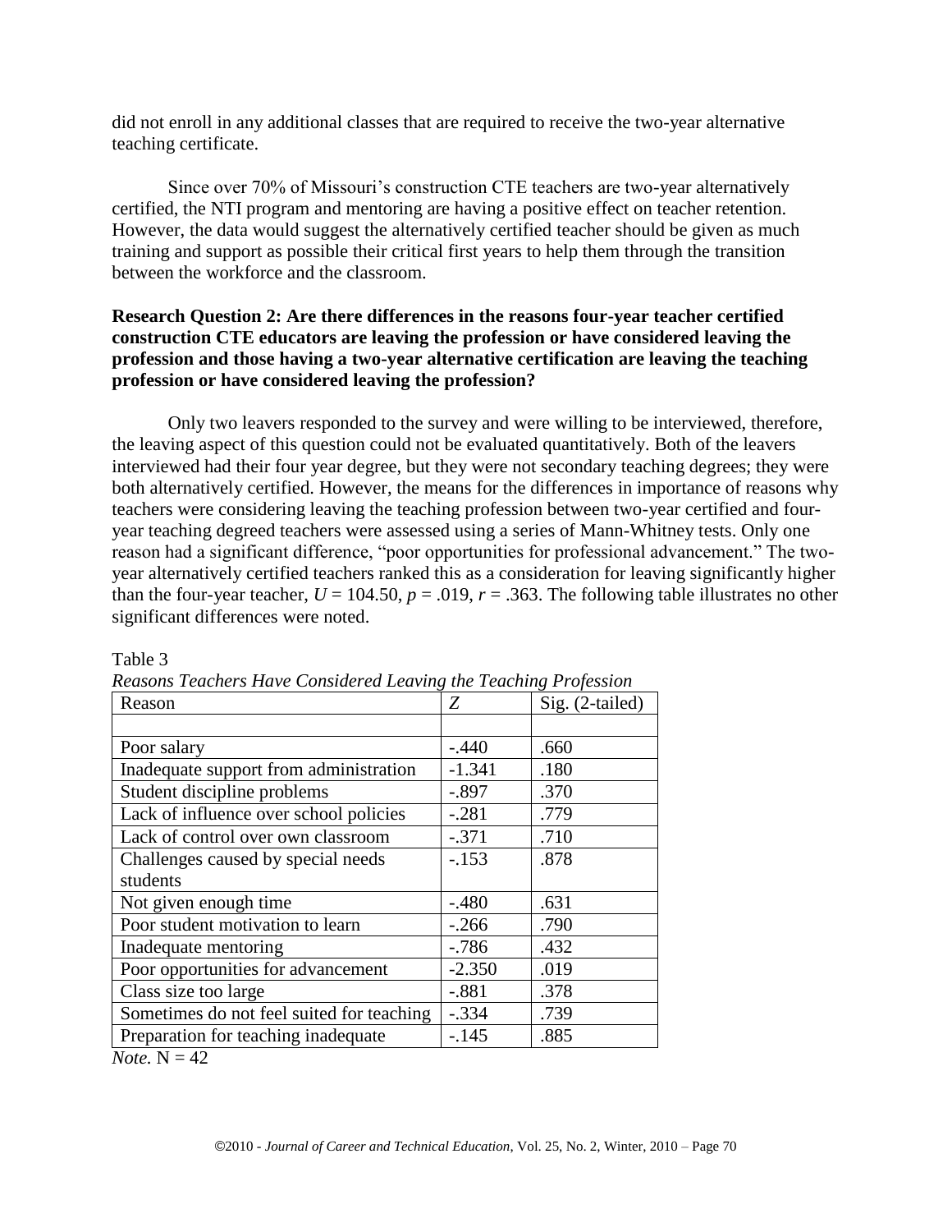did not enroll in any additional classes that are required to receive the two-year alternative teaching certificate.

Since over 70% of Missouri's construction CTE teachers are two-year alternatively certified, the NTI program and mentoring are having a positive effect on teacher retention. However, the data would suggest the alternatively certified teacher should be given as much training and support as possible their critical first years to help them through the transition between the workforce and the classroom.

**Research Question 2: Are there differences in the reasons four-year teacher certified construction CTE educators are leaving the profession or have considered leaving the profession and those having a two-year alternative certification are leaving the teaching profession or have considered leaving the profession?**

Only two leavers responded to the survey and were willing to be interviewed, therefore, the leaving aspect of this question could not be evaluated quantitatively. Both of the leavers interviewed had their four year degree, but they were not secondary teaching degrees; they were both alternatively certified. However, the means for the differences in importance of reasons why teachers were considering leaving the teaching profession between two-year certified and four-year teaching degreed teachers were assessed using a series of Mann-Whitney tests. Only one reason had a significant difference, "poor opportunities for professional advancement." The two-year alternatively certified teachers ranked this as a consideration for leaving significantly higher than the four-year teacher, $U = 104.50$, $p = .019$, $r = .363$. The following table illustrates no other significant differences were noted.

Table 3

*Reasons Teachers Have Considered Leaving the Teaching Profession*

| Reason | *Z* | Sig. (2-tailed) |
|---|---|---|
| | | |
| Poor salary | -.440 | .660 |
| Inadequate support from administration | -1.341 | .180 |
| Student discipline problems | -.897 | .370 |
| Lack of influence over school policies | -.281 | .779 |
| Lack of control over own classroom | -.371 | .710 |
| Challenges caused by special needs students | -.153 | .878 |
| Not given enough time | -.480 | .631 |
| Poor student motivation to learn | -.266 | .790 |
| Inadequate mentoring | -.786 | .432 |
| Poor opportunities for advancement | -2.350 | .019 |
| Class size too large | -.881 | .378 |
| Sometimes do not feel suited for teaching | -.334 | .739 |
| Preparation for teaching inadequate | -.145 | .885 |

*Note.* N = 42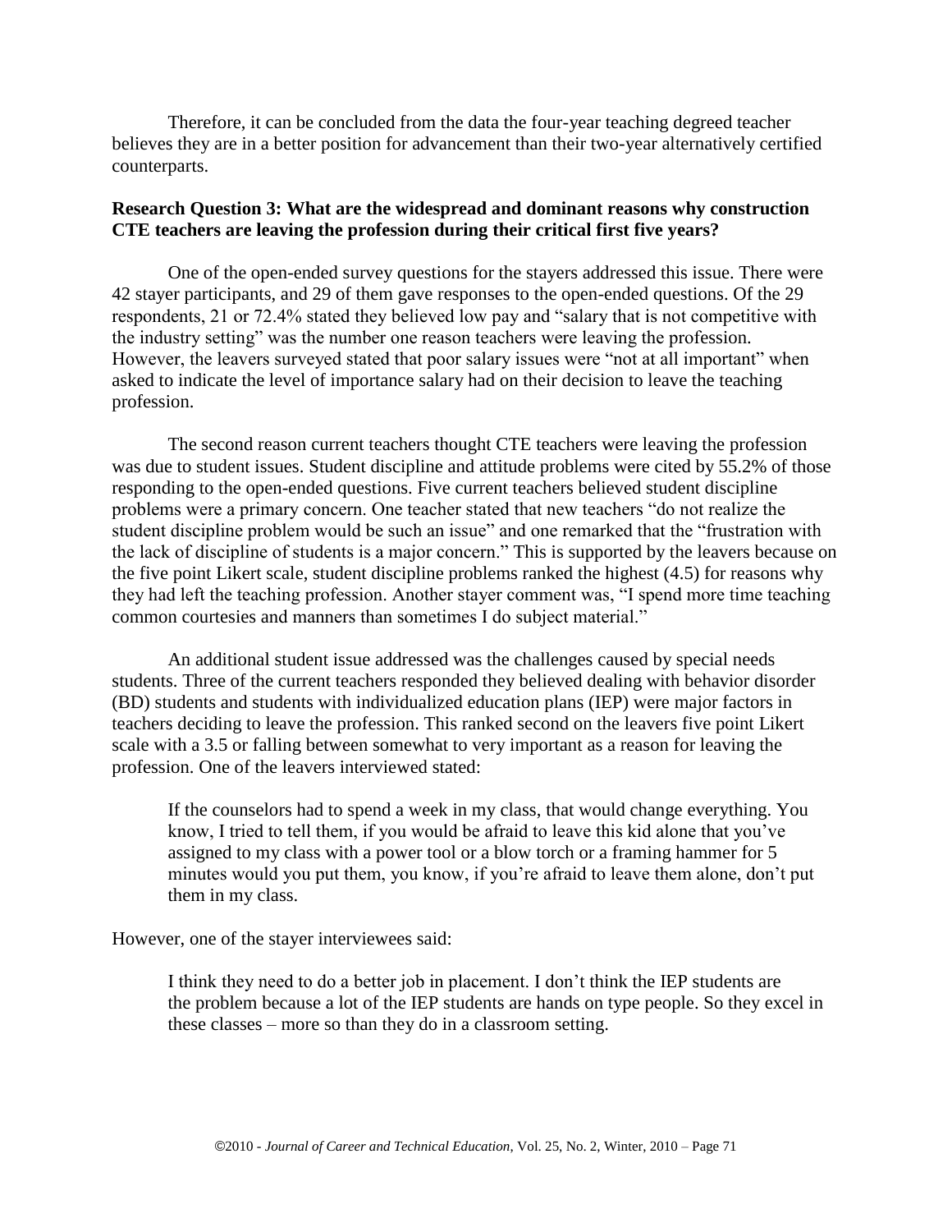Therefore, it can be concluded from the data the four-year teaching degreed teacher believes they are in a better position for advancement than their two-year alternatively certified counterparts.

**Research Question 3: What are the widespread and dominant reasons why construction CTE teachers are leaving the profession during their critical first five years?**

One of the open-ended survey questions for the stayers addressed this issue. There were 42 stayer participants, and 29 of them gave responses to the open-ended questions. Of the 29 respondents, 21 or 72.4% stated they believed low pay and "salary that is not competitive with the industry setting" was the number one reason teachers were leaving the profession. However, the leavers surveyed stated that poor salary issues were "not at all important" when asked to indicate the level of importance salary had on their decision to leave the teaching profession.

The second reason current teachers thought CTE teachers were leaving the profession was due to student issues. Student discipline and attitude problems were cited by 55.2% of those responding to the open-ended questions. Five current teachers believed student discipline problems were a primary concern. One teacher stated that new teachers "do not realize the student discipline problem would be such an issue" and one remarked that the "frustration with the lack of discipline of students is a major concern." This is supported by the leavers because on the five point Likert scale, student discipline problems ranked the highest (4.5) for reasons why they had left the teaching profession. Another stayer comment was, "I spend more time teaching common courtesies and manners than sometimes I do subject material."

An additional student issue addressed was the challenges caused by special needs students. Three of the current teachers responded they believed dealing with behavior disorder (BD) students and students with individualized education plans (IEP) were major factors in teachers deciding to leave the profession. This ranked second on the leavers five point Likert scale with a 3.5 or falling between somewhat to very important as a reason for leaving the profession. One of the leavers interviewed stated:

> If the counselors had to spend a week in my class, that would change everything. You know, I tried to tell them, if you would be afraid to leave this kid alone that you've assigned to my class with a power tool or a blow torch or a framing hammer for 5 minutes would you put them, you know, if you're afraid to leave them alone, don't put them in my class.

However, one of the stayer interviewees said:

> I think they need to do a better job in placement. I don't think the IEP students are the problem because a lot of the IEP students are hands on type people. So they excel in these classes – more so than they do in a classroom setting.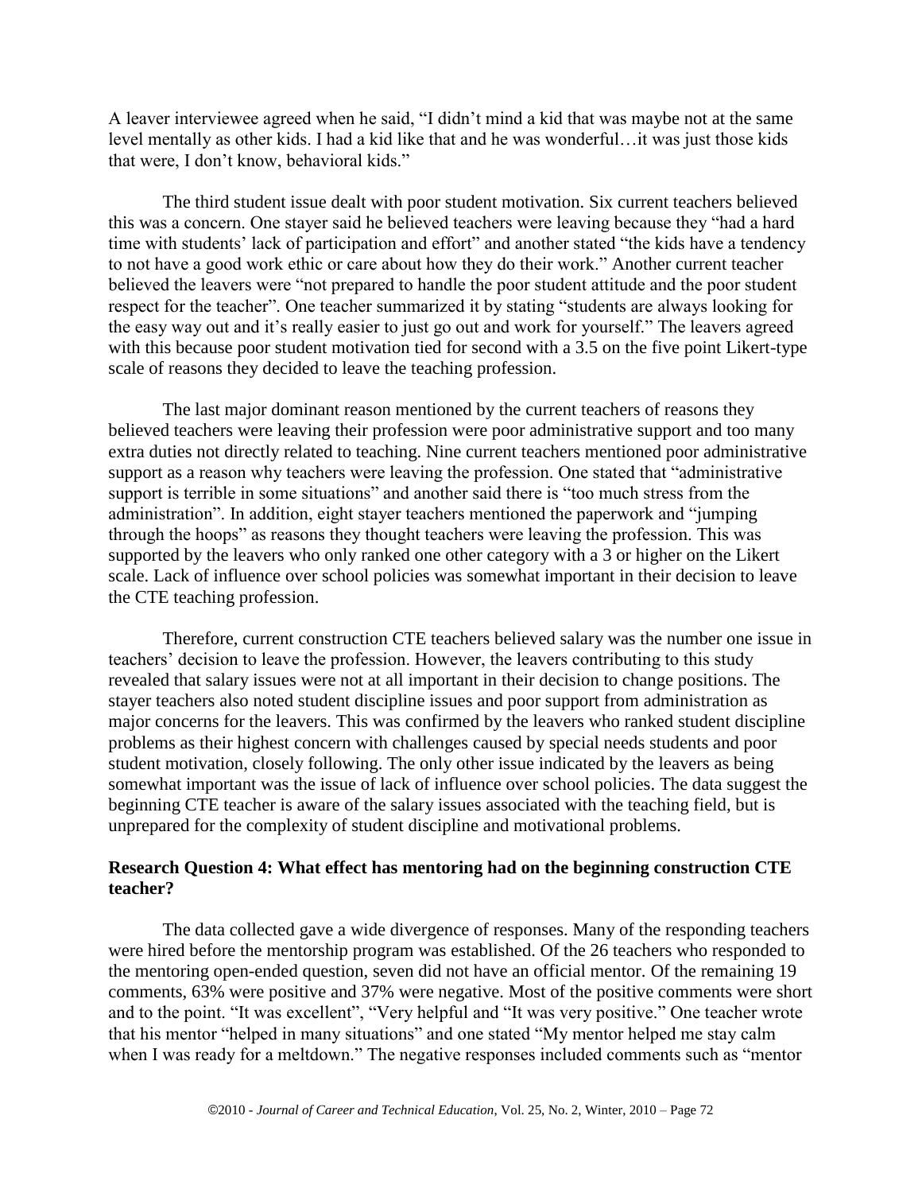A leaver interviewee agreed when he said, "I didn't mind a kid that was maybe not at the same level mentally as other kids. I had a kid like that and he was wonderful…it was just those kids that were, I don't know, behavioral kids."

The third student issue dealt with poor student motivation. Six current teachers believed this was a concern. One stayer said he believed teachers were leaving because they "had a hard time with students' lack of participation and effort" and another stated "the kids have a tendency to not have a good work ethic or care about how they do their work." Another current teacher believed the leavers were "not prepared to handle the poor student attitude and the poor student respect for the teacher". One teacher summarized it by stating "students are always looking for the easy way out and it's really easier to just go out and work for yourself." The leavers agreed with this because poor student motivation tied for second with a 3.5 on the five point Likert-type scale of reasons they decided to leave the teaching profession.

The last major dominant reason mentioned by the current teachers of reasons they believed teachers were leaving their profession were poor administrative support and too many extra duties not directly related to teaching. Nine current teachers mentioned poor administrative support as a reason why teachers were leaving the profession. One stated that "administrative support is terrible in some situations" and another said there is "too much stress from the administration". In addition, eight stayer teachers mentioned the paperwork and "jumping through the hoops" as reasons they thought teachers were leaving the profession. This was supported by the leavers who only ranked one other category with a 3 or higher on the Likert scale. Lack of influence over school policies was somewhat important in their decision to leave the CTE teaching profession.

Therefore, current construction CTE teachers believed salary was the number one issue in teachers' decision to leave the profession. However, the leavers contributing to this study revealed that salary issues were not at all important in their decision to change positions. The stayer teachers also noted student discipline issues and poor support from administration as major concerns for the leavers. This was confirmed by the leavers who ranked student discipline problems as their highest concern with challenges caused by special needs students and poor student motivation, closely following. The only other issue indicated by the leavers as being somewhat important was the issue of lack of influence over school policies. The data suggest the beginning CTE teacher is aware of the salary issues associated with the teaching field, but is unprepared for the complexity of student discipline and motivational problems.

### Research Question 4: What effect has mentoring had on the beginning construction CTE teacher?

The data collected gave a wide divergence of responses. Many of the responding teachers were hired before the mentorship program was established. Of the 26 teachers who responded to the mentoring open-ended question, seven did not have an official mentor. Of the remaining 19 comments, 63% were positive and 37% were negative. Most of the positive comments were short and to the point. "It was excellent", "Very helpful and "It was very positive." One teacher wrote that his mentor "helped in many situations" and one stated "My mentor helped me stay calm when I was ready for a meltdown." The negative responses included comments such as "mentor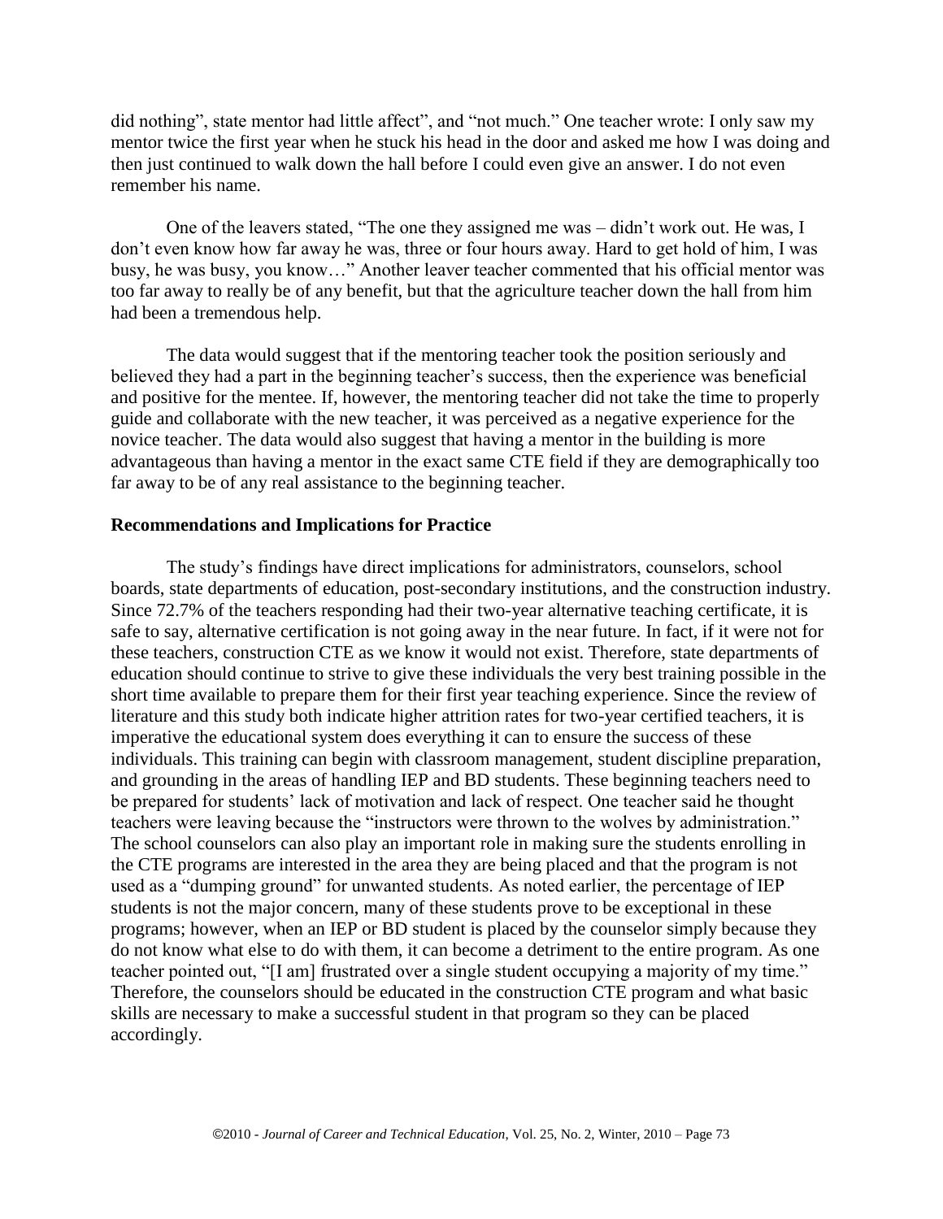did nothing", state mentor had little affect", and "not much." One teacher wrote: I only saw my mentor twice the first year when he stuck his head in the door and asked me how I was doing and then just continued to walk down the hall before I could even give an answer. I do not even remember his name.

One of the leavers stated, "The one they assigned me was – didn't work out. He was, I don't even know how far away he was, three or four hours away. Hard to get hold of him, I was busy, he was busy, you know…" Another leaver teacher commented that his official mentor was too far away to really be of any benefit, but that the agriculture teacher down the hall from him had been a tremendous help.

The data would suggest that if the mentoring teacher took the position seriously and believed they had a part in the beginning teacher's success, then the experience was beneficial and positive for the mentee. If, however, the mentoring teacher did not take the time to properly guide and collaborate with the new teacher, it was perceived as a negative experience for the novice teacher. The data would also suggest that having a mentor in the building is more advantageous than having a mentor in the exact same CTE field if they are demographically too far away to be of any real assistance to the beginning teacher.

**Recommendations and Implications for Practice**

The study's findings have direct implications for administrators, counselors, school boards, state departments of education, post-secondary institutions, and the construction industry. Since 72.7% of the teachers responding had their two-year alternative teaching certificate, it is safe to say, alternative certification is not going away in the near future. In fact, if it were not for these teachers, construction CTE as we know it would not exist. Therefore, state departments of education should continue to strive to give these individuals the very best training possible in the short time available to prepare them for their first year teaching experience. Since the review of literature and this study both indicate higher attrition rates for two-year certified teachers, it is imperative the educational system does everything it can to ensure the success of these individuals. This training can begin with classroom management, student discipline preparation, and grounding in the areas of handling IEP and BD students. These beginning teachers need to be prepared for students' lack of motivation and lack of respect. One teacher said he thought teachers were leaving because the "instructors were thrown to the wolves by administration." The school counselors can also play an important role in making sure the students enrolling in the CTE programs are interested in the area they are being placed and that the program is not used as a "dumping ground" for unwanted students. As noted earlier, the percentage of IEP students is not the major concern, many of these students prove to be exceptional in these programs; however, when an IEP or BD student is placed by the counselor simply because they do not know what else to do with them, it can become a detriment to the entire program. As one teacher pointed out, "[I am] frustrated over a single student occupying a majority of my time." Therefore, the counselors should be educated in the construction CTE program and what basic skills are necessary to make a successful student in that program so they can be placed accordingly.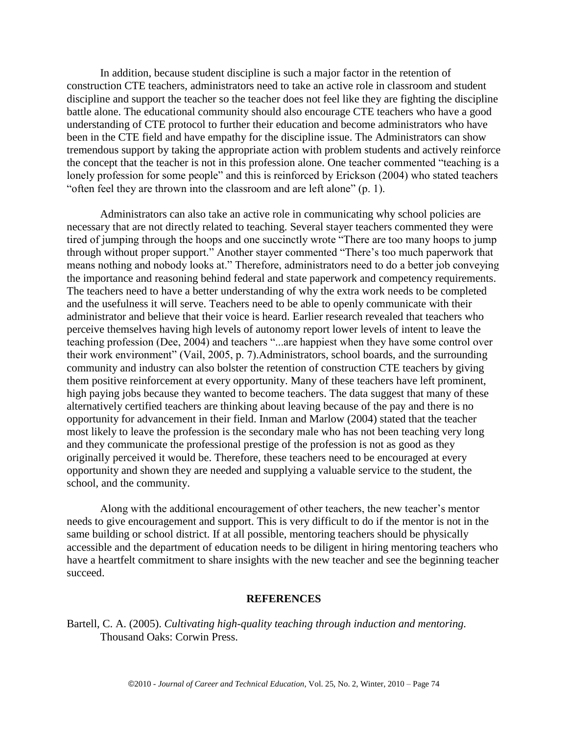In addition, because student discipline is such a major factor in the retention of construction CTE teachers, administrators need to take an active role in classroom and student discipline and support the teacher so the teacher does not feel like they are fighting the discipline battle alone. The educational community should also encourage CTE teachers who have a good understanding of CTE protocol to further their education and become administrators who have been in the CTE field and have empathy for the discipline issue. The Administrators can show tremendous support by taking the appropriate action with problem students and actively reinforce the concept that the teacher is not in this profession alone. One teacher commented "teaching is a lonely profession for some people" and this is reinforced by Erickson (2004) who stated teachers "often feel they are thrown into the classroom and are left alone" (p. 1).

Administrators can also take an active role in communicating why school policies are necessary that are not directly related to teaching. Several stayer teachers commented they were tired of jumping through the hoops and one succinctly wrote "There are too many hoops to jump through without proper support." Another stayer commented "There's too much paperwork that means nothing and nobody looks at." Therefore, administrators need to do a better job conveying the importance and reasoning behind federal and state paperwork and competency requirements. The teachers need to have a better understanding of why the extra work needs to be completed and the usefulness it will serve. Teachers need to be able to openly communicate with their administrator and believe that their voice is heard. Earlier research revealed that teachers who perceive themselves having high levels of autonomy report lower levels of intent to leave the teaching profession (Dee, 2004) and teachers "...are happiest when they have some control over their work environment" (Vail, 2005, p. 7).Administrators, school boards, and the surrounding community and industry can also bolster the retention of construction CTE teachers by giving them positive reinforcement at every opportunity. Many of these teachers have left prominent, high paying jobs because they wanted to become teachers. The data suggest that many of these alternatively certified teachers are thinking about leaving because of the pay and there is no opportunity for advancement in their field. Inman and Marlow (2004) stated that the teacher most likely to leave the profession is the secondary male who has not been teaching very long and they communicate the professional prestige of the profession is not as good as they originally perceived it would be. Therefore, these teachers need to be encouraged at every opportunity and shown they are needed and supplying a valuable service to the student, the school, and the community.

Along with the additional encouragement of other teachers, the new teacher's mentor needs to give encouragement and support. This is very difficult to do if the mentor is not in the same building or school district. If at all possible, mentoring teachers should be physically accessible and the department of education needs to be diligent in hiring mentoring teachers who have a heartfelt commitment to share insights with the new teacher and see the beginning teacher succeed.

## REFERENCES

Bartell, C. A. (2005). *Cultivating high-quality teaching through induction and mentoring.* Thousand Oaks: Corwin Press.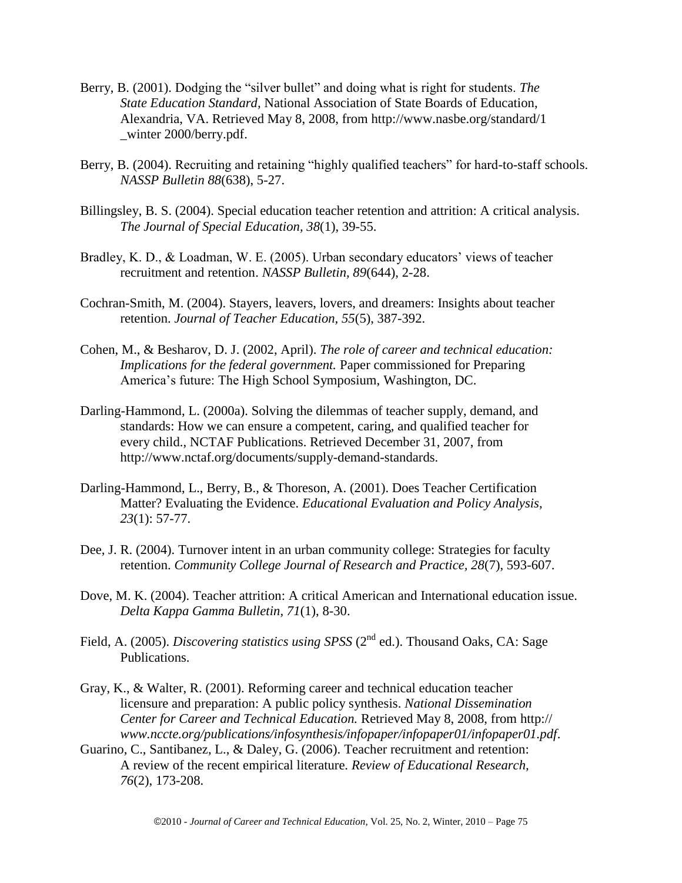Berry, B. (2001). Dodging the "silver bullet" and doing what is right for students. *The State Education Standard,* National Association of State Boards of Education, Alexandria, VA. Retrieved May 8, 2008, from http://www.nasbe.org/standard/1 _winter 2000/berry.pdf.

Berry, B. (2004). Recruiting and retaining "highly qualified teachers" for hard-to-staff schools. *NASSP Bulletin 88*(638), 5-27.

Billingsley, B. S. (2004). Special education teacher retention and attrition: A critical analysis. *The Journal of Special Education, 38*(1), 39-55.

Bradley, K. D., & Loadman, W. E. (2005). Urban secondary educators' views of teacher recruitment and retention. *NASSP Bulletin, 89*(644), 2-28.

Cochran-Smith, M. (2004). Stayers, leavers, lovers, and dreamers: Insights about teacher retention. *Journal of Teacher Education*, *55*(5), 387-392.

Cohen, M., & Besharov, D. J. (2002, April). *The role of career and technical education: Implications for the federal government.* Paper commissioned for Preparing America's future: The High School Symposium, Washington, DC.

Darling-Hammond, L. (2000a). Solving the dilemmas of teacher supply, demand, and standards: How we can ensure a competent, caring, and qualified teacher for every child., NCTAF Publications. Retrieved December 31, 2007, from http://www.nctaf.org/documents/supply-demand-standards.

Darling-Hammond, L., Berry, B., & Thoreson, A. (2001). Does Teacher Certification Matter? Evaluating the Evidence. *Educational Evaluation and Policy Analysis*, *23*(1): 57-77.

Dee, J. R. (2004). Turnover intent in an urban community college: Strategies for faculty retention. *Community College Journal of Research and Practice, 28*(7), 593-607.

Dove, M. K. (2004). Teacher attrition: A critical American and International education issue. *Delta Kappa Gamma Bulletin, 71*(1), 8-30.

Field, A. (2005). *Discovering statistics using SPSS* (2nd ed.). Thousand Oaks, CA: Sage Publications.

Gray, K., & Walter, R. (2001). Reforming career and technical education teacher licensure and preparation: A public policy synthesis. *National Dissemination Center for Career and Technical Education.* Retrieved May 8, 2008, from http:// *www.nccte.org/publications/infosynthesis/infopaper/infopaper01/infopaper01.pdf*.

Guarino, C., Santibanez, L., & Daley, G. (2006). Teacher recruitment and retention: A review of the recent empirical literature. *Review of Educational Research, 76*(2), 173-208.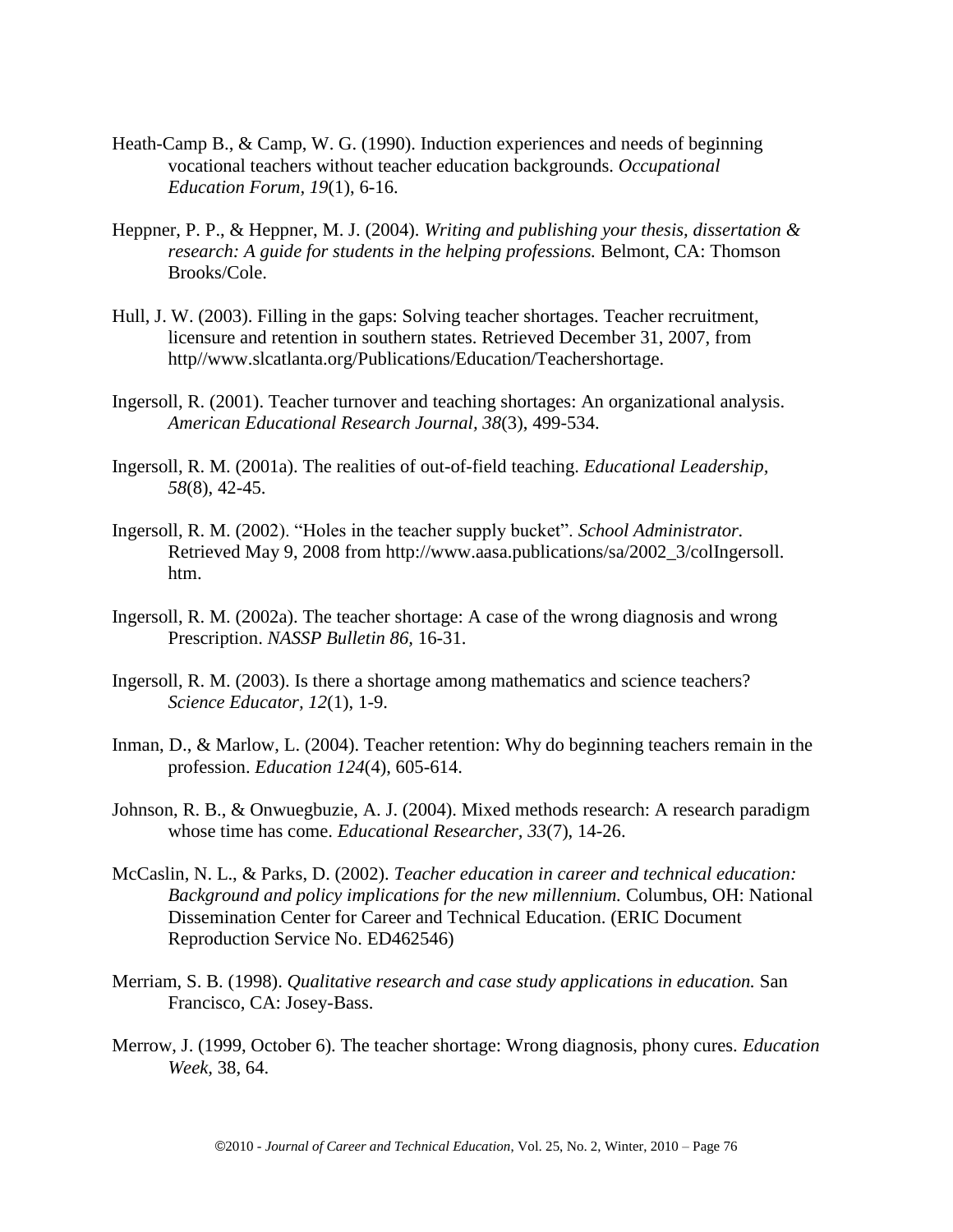Heath-Camp B., & Camp, W. G. (1990). Induction experiences and needs of beginning vocational teachers without teacher education backgrounds. *Occupational Education Forum*, *19*(1), 6-16.

Heppner, P. P., & Heppner, M. J. (2004). *Writing and publishing your thesis, dissertation & research: A guide for students in the helping professions.* Belmont, CA: Thomson Brooks/Cole.

Hull, J. W. (2003). Filling in the gaps: Solving teacher shortages. Teacher recruitment, licensure and retention in southern states. Retrieved December 31, 2007, from http//www.slcatlanta.org/Publications/Education/Teachershortage.

Ingersoll, R. (2001). Teacher turnover and teaching shortages: An organizational analysis. *American Educational Research Journal, 38*(3), 499-534.

Ingersoll, R. M. (2001a). The realities of out-of-field teaching. *Educational Leadership, 58*(8), 42-45.

Ingersoll, R. M. (2002). "Holes in the teacher supply bucket". *School Administrator.* Retrieved May 9, 2008 from http://www.aasa.publications/sa/2002_3/colIngersoll.htm.

Ingersoll, R. M. (2002a). The teacher shortage: A case of the wrong diagnosis and wrong Prescription. *NASSP Bulletin 86,* 16-31.

Ingersoll, R. M. (2003). Is there a shortage among mathematics and science teachers? *Science Educator, 12*(1), 1-9.

Inman, D., & Marlow, L. (2004). Teacher retention: Why do beginning teachers remain in the profession. *Education 124*(4), 605-614.

Johnson, R. B., & Onwuegbuzie, A. J. (2004). Mixed methods research: A research paradigm whose time has come. *Educational Researcher, 33*(7), 14-26.

McCaslin, N. L., & Parks, D. (2002). *Teacher education in career and technical education: Background and policy implications for the new millennium.* Columbus, OH: National Dissemination Center for Career and Technical Education. (ERIC Document Reproduction Service No. ED462546)

Merriam, S. B. (1998). *Qualitative research and case study applications in education.* San Francisco, CA: Josey-Bass.

Merrow, J. (1999, October 6). The teacher shortage: Wrong diagnosis, phony cures. *Education Week*, 38, 64.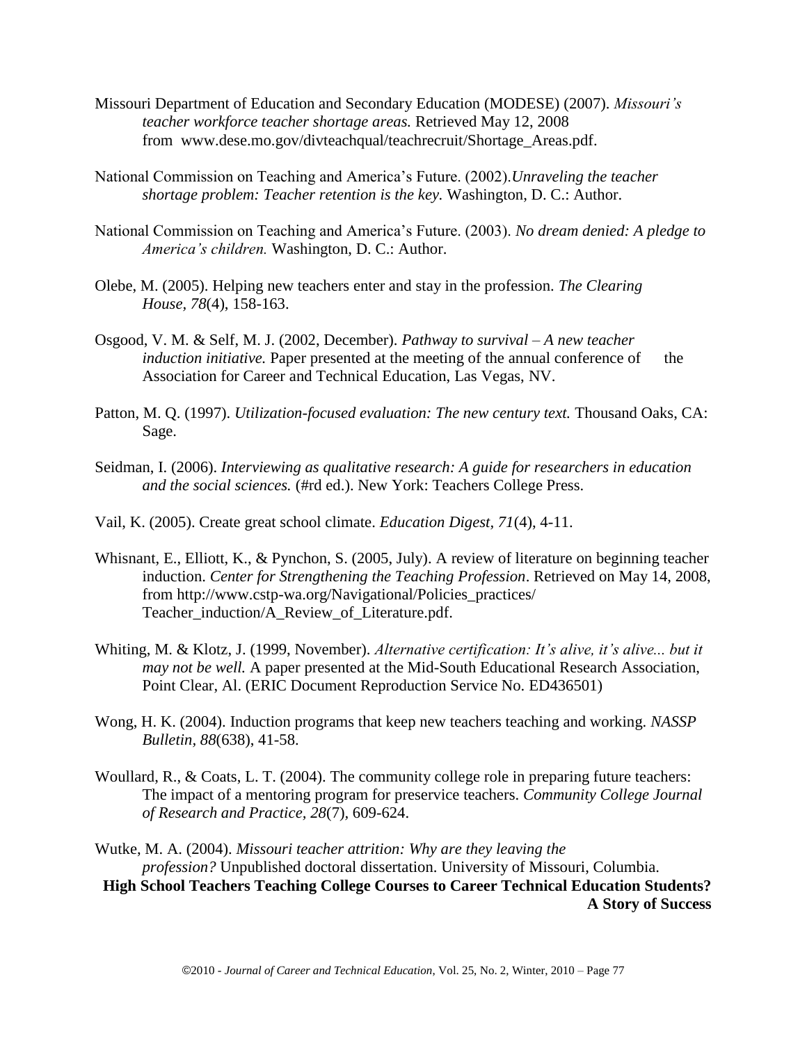Missouri Department of Education and Secondary Education (MODESE) (2007). *Missouri's teacher workforce teacher shortage areas.* Retrieved May 12, 2008 from www.dese.mo.gov/divteachqual/teachrecruit/Shortage_Areas.pdf.

National Commission on Teaching and America's Future. (2002).*Unraveling the teacher shortage problem: Teacher retention is the key.* Washington, D. C.: Author.

National Commission on Teaching and America's Future. (2003). *No dream denied: A pledge to America's children.* Washington, D. C.: Author.

Olebe, M. (2005). Helping new teachers enter and stay in the profession. *The Clearing House, 78*(4), 158-163.

Osgood, V. M. & Self, M. J. (2002, December). *Pathway to survival – A new teacher induction initiative.* Paper presented at the meeting of the annual conference of the Association for Career and Technical Education, Las Vegas, NV.

Patton, M. Q. (1997). *Utilization-focused evaluation: The new century text.* Thousand Oaks, CA: Sage.

Seidman, I. (2006). *Interviewing as qualitative research: A guide for researchers in education and the social sciences.* (#rd ed.). New York: Teachers College Press.

Vail, K. (2005). Create great school climate. *Education Digest, 71*(4), 4-11.

Whisnant, E., Elliott, K., & Pynchon, S. (2005, July). A review of literature on beginning teacher induction. *Center for Strengthening the Teaching Profession*. Retrieved on May 14, 2008, from http://www.cstp-wa.org/Navigational/Policies_practices/Teacher_induction/A_Review_of_Literature.pdf.

Whiting, M. & Klotz, J. (1999, November). *Alternative certification: It's alive, it's alive... but it may not be well.* A paper presented at the Mid-South Educational Research Association, Point Clear, Al. (ERIC Document Reproduction Service No. ED436501)

Wong, H. K. (2004). Induction programs that keep new teachers teaching and working. *NASSP Bulletin, 88*(638), 41-58.

Woullard, R., & Coats, L. T. (2004). The community college role in preparing future teachers: The impact of a mentoring program for preservice teachers. *Community College Journal of Research and Practice, 28*(7), 609-624.

Wutke, M. A. (2004). *Missouri teacher attrition: Why are they leaving the profession?* Unpublished doctoral dissertation. University of Missouri, Columbia.